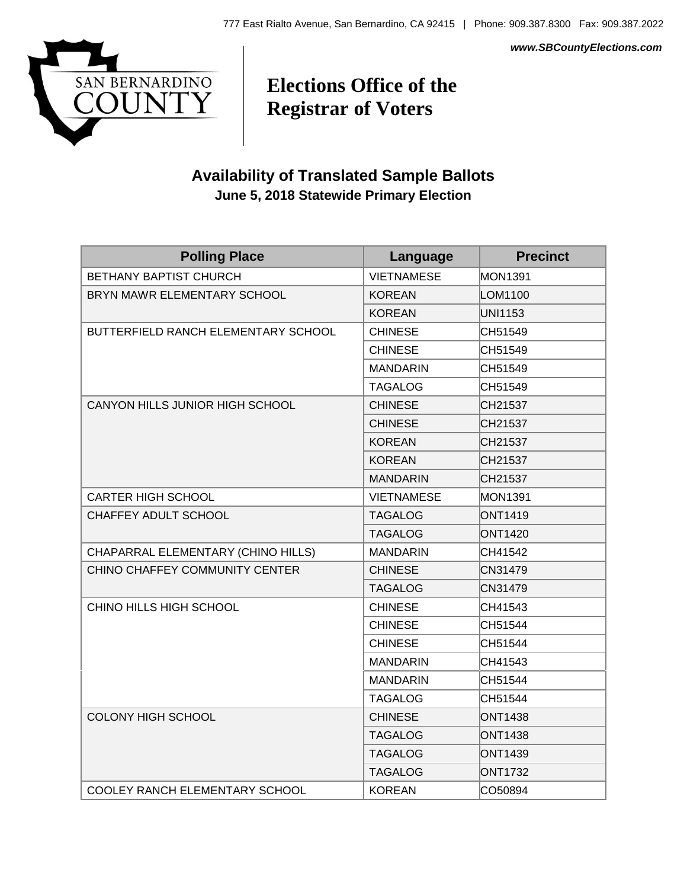777 East Rialto Avenue, San Bernardino, CA 92415 | Phone: 909.387.8300 Fax: 909.387.2022

***www.SBCountyElections.com***

SAN BERNARDINO COUNTY

# Elections Office of the Registrar of Voters

## Availability of Translated Sample Ballots

### June 5, 2018 Statewide Primary Election

| Polling Place | Language | Precinct |
|---|---|---|
| BETHANY BAPTIST CHURCH | VIETNAMESE | MON1391 |
| BRYN MAWR ELEMENTARY SCHOOL | KOREAN | LOM1100 |
| | KOREAN | UNI1153 |
| BUTTERFIELD RANCH ELEMENTARY SCHOOL | CHINESE | CH51549 |
| | CHINESE | CH51549 |
| | MANDARIN | CH51549 |
| | TAGALOG | CH51549 |
| CANYON HILLS JUNIOR HIGH SCHOOL | CHINESE | CH21537 |
| | CHINESE | CH21537 |
| | KOREAN | CH21537 |
| | KOREAN | CH21537 |
| | MANDARIN | CH21537 |
| CARTER HIGH SCHOOL | VIETNAMESE | MON1391 |
| CHAFFEY ADULT SCHOOL | TAGALOG | ONT1419 |
| | TAGALOG | ONT1420 |
| CHAPARRAL ELEMENTARY (CHINO HILLS) | MANDARIN | CH41542 |
| CHINO CHAFFEY COMMUNITY CENTER | CHINESE | CN31479 |
| | TAGALOG | CN31479 |
| CHINO HILLS HIGH SCHOOL | CHINESE | CH41543 |
| | CHINESE | CH51544 |
| | CHINESE | CH51544 |
| | MANDARIN | CH41543 |
| | MANDARIN | CH51544 |
| | TAGALOG | CH51544 |
| COLONY HIGH SCHOOL | CHINESE | ONT1438 |
| | TAGALOG | ONT1438 |
| | TAGALOG | ONT1439 |
| | TAGALOG | ONT1732 |
| COOLEY RANCH ELEMENTARY SCHOOL | KOREAN | CO50894 |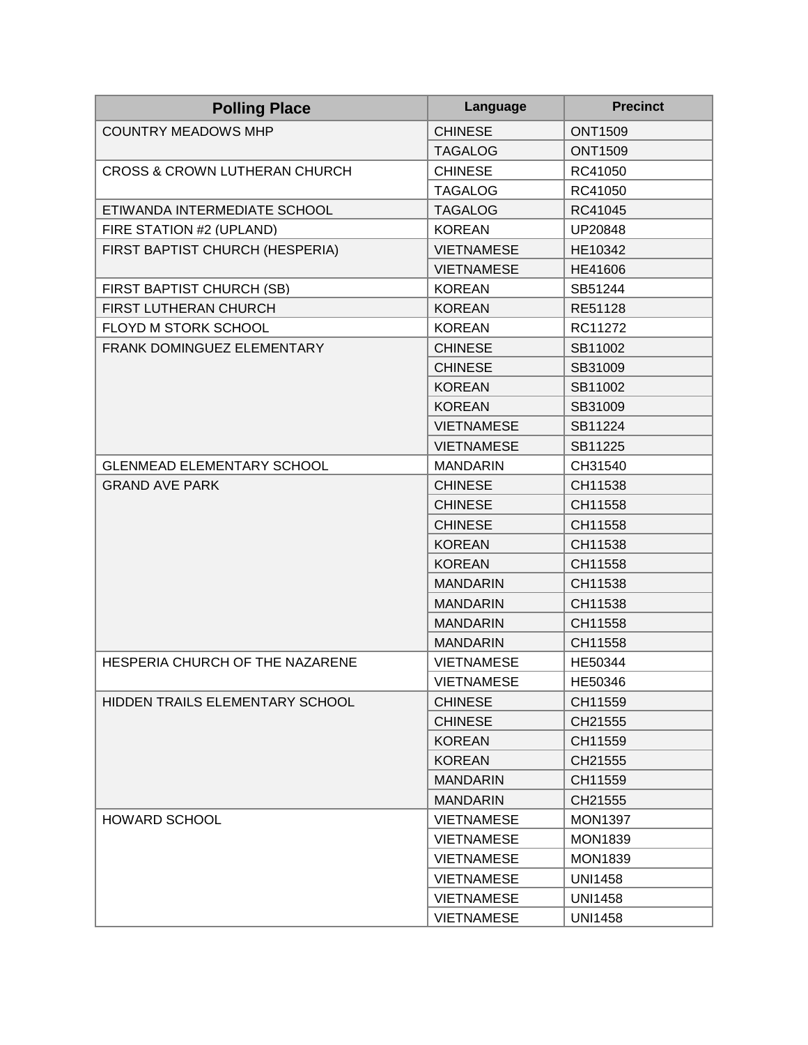| Polling Place | Language | Precinct |
|---|---|---|
| COUNTRY MEADOWS MHP | CHINESE | ONT1509 |
| | TAGALOG | ONT1509 |
| CROSS & CROWN LUTHERAN CHURCH | CHINESE | RC41050 |
| | TAGALOG | RC41050 |
| ETIWANDA INTERMEDIATE SCHOOL | TAGALOG | RC41045 |
| FIRE STATION #2 (UPLAND) | KOREAN | UP20848 |
| FIRST BAPTIST CHURCH (HESPERIA) | VIETNAMESE | HE10342 |
| | VIETNAMESE | HE41606 |
| FIRST BAPTIST CHURCH (SB) | KOREAN | SB51244 |
| FIRST LUTHERAN CHURCH | KOREAN | RE51128 |
| FLOYD M STORK SCHOOL | KOREAN | RC11272 |
| FRANK DOMINGUEZ ELEMENTARY | CHINESE | SB11002 |
| | CHINESE | SB31009 |
| | KOREAN | SB11002 |
| | KOREAN | SB31009 |
| | VIETNAMESE | SB11224 |
| | VIETNAMESE | SB11225 |
| GLENMEAD ELEMENTARY SCHOOL | MANDARIN | CH31540 |
| GRAND AVE PARK | CHINESE | CH11538 |
| | CHINESE | CH11558 |
| | CHINESE | CH11558 |
| | KOREAN | CH11538 |
| | KOREAN | CH11558 |
| | MANDARIN | CH11538 |
| | MANDARIN | CH11538 |
| | MANDARIN | CH11558 |
| | MANDARIN | CH11558 |
| HESPERIA CHURCH OF THE NAZARENE | VIETNAMESE | HE50344 |
| | VIETNAMESE | HE50346 |
| HIDDEN TRAILS ELEMENTARY SCHOOL | CHINESE | CH11559 |
| | CHINESE | CH21555 |
| | KOREAN | CH11559 |
| | KOREAN | CH21555 |
| | MANDARIN | CH11559 |
| | MANDARIN | CH21555 |
| HOWARD SCHOOL | VIETNAMESE | MON1397 |
| | VIETNAMESE | MON1839 |
| | VIETNAMESE | MON1839 |
| | VIETNAMESE | UNI1458 |
| | VIETNAMESE | UNI1458 |
| | VIETNAMESE | UNI1458 |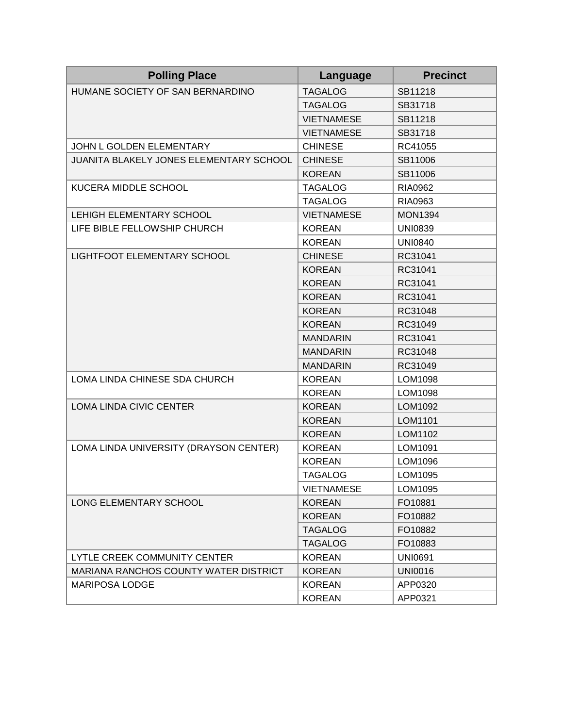| Polling Place | Language | Precinct |
| --- | --- | --- |
| HUMANE SOCIETY OF SAN BERNARDINO | TAGALOG | SB11218 |
| | TAGALOG | SB31718 |
| | VIETNAMESE | SB11218 |
| | VIETNAMESE | SB31718 |
| JOHN L GOLDEN ELEMENTARY | CHINESE | RC41055 |
| JUANITA BLAKELY JONES ELEMENTARY SCHOOL | CHINESE | SB11006 |
| | KOREAN | SB11006 |
| KUCERA MIDDLE SCHOOL | TAGALOG | RIA0962 |
| | TAGALOG | RIA0963 |
| LEHIGH ELEMENTARY SCHOOL | VIETNAMESE | MON1394 |
| LIFE BIBLE FELLOWSHIP CHURCH | KOREAN | UNI0839 |
| | KOREAN | UNI0840 |
| LIGHTFOOT ELEMENTARY SCHOOL | CHINESE | RC31041 |
| | KOREAN | RC31041 |
| | KOREAN | RC31041 |
| | KOREAN | RC31041 |
| | KOREAN | RC31048 |
| | KOREAN | RC31049 |
| | MANDARIN | RC31041 |
| | MANDARIN | RC31048 |
| | MANDARIN | RC31049 |
| LOMA LINDA CHINESE SDA CHURCH | KOREAN | LOM1098 |
| | KOREAN | LOM1098 |
| LOMA LINDA CIVIC CENTER | KOREAN | LOM1092 |
| | KOREAN | LOM1101 |
| | KOREAN | LOM1102 |
| LOMA LINDA UNIVERSITY (DRAYSON CENTER) | KOREAN | LOM1091 |
| | KOREAN | LOM1096 |
| | TAGALOG | LOM1095 |
| | VIETNAMESE | LOM1095 |
| LONG ELEMENTARY SCHOOL | KOREAN | FO10881 |
| | KOREAN | FO10882 |
| | TAGALOG | FO10882 |
| | TAGALOG | FO10883 |
| LYTLE CREEK COMMUNITY CENTER | KOREAN | UNI0691 |
| MARIANA RANCHOS COUNTY WATER DISTRICT | KOREAN | UNI0016 |
| MARIPOSA LODGE | KOREAN | APP0320 |
| | KOREAN | APP0321 |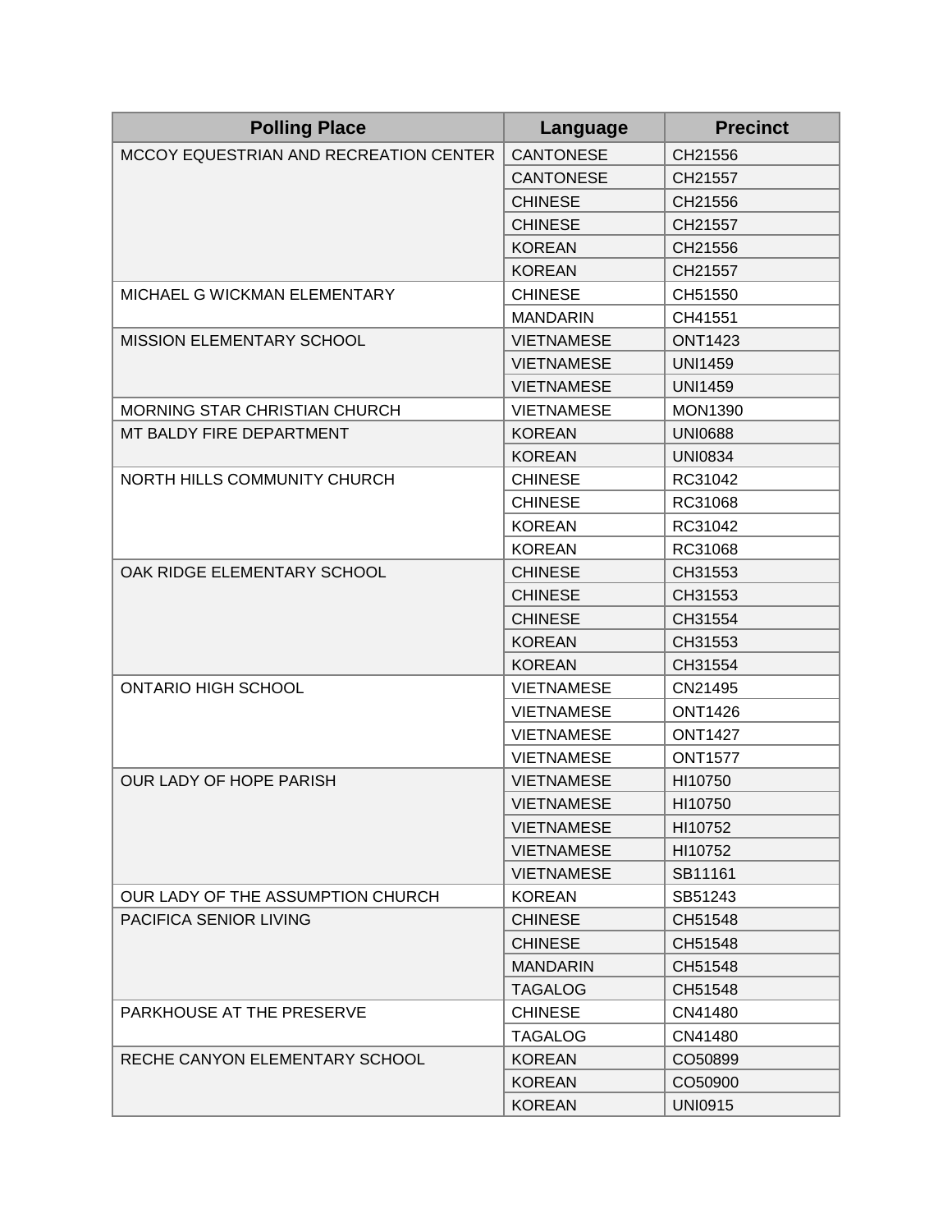| Polling Place | Language | Precinct |
| --- | --- | --- |
| MCCOY EQUESTRIAN AND RECREATION CENTER | CANTONESE | CH21556 |
| | CANTONESE | CH21557 |
| | CHINESE | CH21556 |
| | CHINESE | CH21557 |
| | KOREAN | CH21556 |
| | KOREAN | CH21557 |
| MICHAEL G WICKMAN ELEMENTARY | CHINESE | CH51550 |
| | MANDARIN | CH41551 |
| MISSION ELEMENTARY SCHOOL | VIETNAMESE | ONT1423 |
| | VIETNAMESE | UNI1459 |
| | VIETNAMESE | UNI1459 |
| MORNING STAR CHRISTIAN CHURCH | VIETNAMESE | MON1390 |
| MT BALDY FIRE DEPARTMENT | KOREAN | UNI0688 |
| | KOREAN | UNI0834 |
| NORTH HILLS COMMUNITY CHURCH | CHINESE | RC31042 |
| | CHINESE | RC31068 |
| | KOREAN | RC31042 |
| | KOREAN | RC31068 |
| OAK RIDGE ELEMENTARY SCHOOL | CHINESE | CH31553 |
| | CHINESE | CH31553 |
| | CHINESE | CH31554 |
| | KOREAN | CH31553 |
| | KOREAN | CH31554 |
| ONTARIO HIGH SCHOOL | VIETNAMESE | CN21495 |
| | VIETNAMESE | ONT1426 |
| | VIETNAMESE | ONT1427 |
| | VIETNAMESE | ONT1577 |
| OUR LADY OF HOPE PARISH | VIETNAMESE | HI10750 |
| | VIETNAMESE | HI10750 |
| | VIETNAMESE | HI10752 |
| | VIETNAMESE | HI10752 |
| | VIETNAMESE | SB11161 |
| OUR LADY OF THE ASSUMPTION CHURCH | KOREAN | SB51243 |
| PACIFICA SENIOR LIVING | CHINESE | CH51548 |
| | CHINESE | CH51548 |
| | MANDARIN | CH51548 |
| | TAGALOG | CH51548 |
| PARKHOUSE AT THE PRESERVE | CHINESE | CN41480 |
| | TAGALOG | CN41480 |
| RECHE CANYON ELEMENTARY SCHOOL | KOREAN | CO50899 |
| | KOREAN | CO50900 |
| | KOREAN | UNI0915 |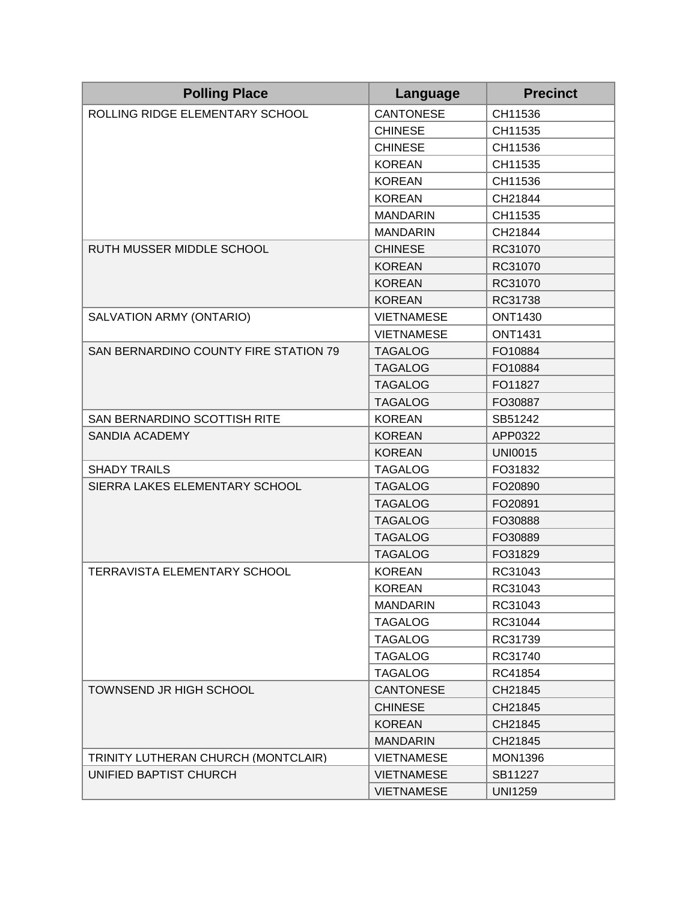| Polling Place | Language | Precinct |
|---|---|---|
| ROLLING RIDGE ELEMENTARY SCHOOL | CANTONESE | CH11536 |
| | CHINESE | CH11535 |
| | CHINESE | CH11536 |
| | KOREAN | CH11535 |
| | KOREAN | CH11536 |
| | KOREAN | CH21844 |
| | MANDARIN | CH11535 |
| | MANDARIN | CH21844 |
| RUTH MUSSER MIDDLE SCHOOL | CHINESE | RC31070 |
| | KOREAN | RC31070 |
| | KOREAN | RC31070 |
| | KOREAN | RC31738 |
| SALVATION ARMY (ONTARIO) | VIETNAMESE | ONT1430 |
| | VIETNAMESE | ONT1431 |
| SAN BERNARDINO COUNTY FIRE STATION 79 | TAGALOG | FO10884 |
| | TAGALOG | FO10884 |
| | TAGALOG | FO11827 |
| | TAGALOG | FO30887 |
| SAN BERNARDINO SCOTTISH RITE | KOREAN | SB51242 |
| SANDIA ACADEMY | KOREAN | APP0322 |
| | KOREAN | UNI0015 |
| SHADY TRAILS | TAGALOG | FO31832 |
| SIERRA LAKES ELEMENTARY SCHOOL | TAGALOG | FO20890 |
| | TAGALOG | FO20891 |
| | TAGALOG | FO30888 |
| | TAGALOG | FO30889 |
| | TAGALOG | FO31829 |
| TERRAVISTA ELEMENTARY SCHOOL | KOREAN | RC31043 |
| | KOREAN | RC31043 |
| | MANDARIN | RC31043 |
| | TAGALOG | RC31044 |
| | TAGALOG | RC31739 |
| | TAGALOG | RC31740 |
| | TAGALOG | RC41854 |
| TOWNSEND JR HIGH SCHOOL | CANTONESE | CH21845 |
| | CHINESE | CH21845 |
| | KOREAN | CH21845 |
| | MANDARIN | CH21845 |
| TRINITY LUTHERAN CHURCH (MONTCLAIR) | VIETNAMESE | MON1396 |
| UNIFIED BAPTIST CHURCH | VIETNAMESE | SB11227 |
| | VIETNAMESE | UNI1259 |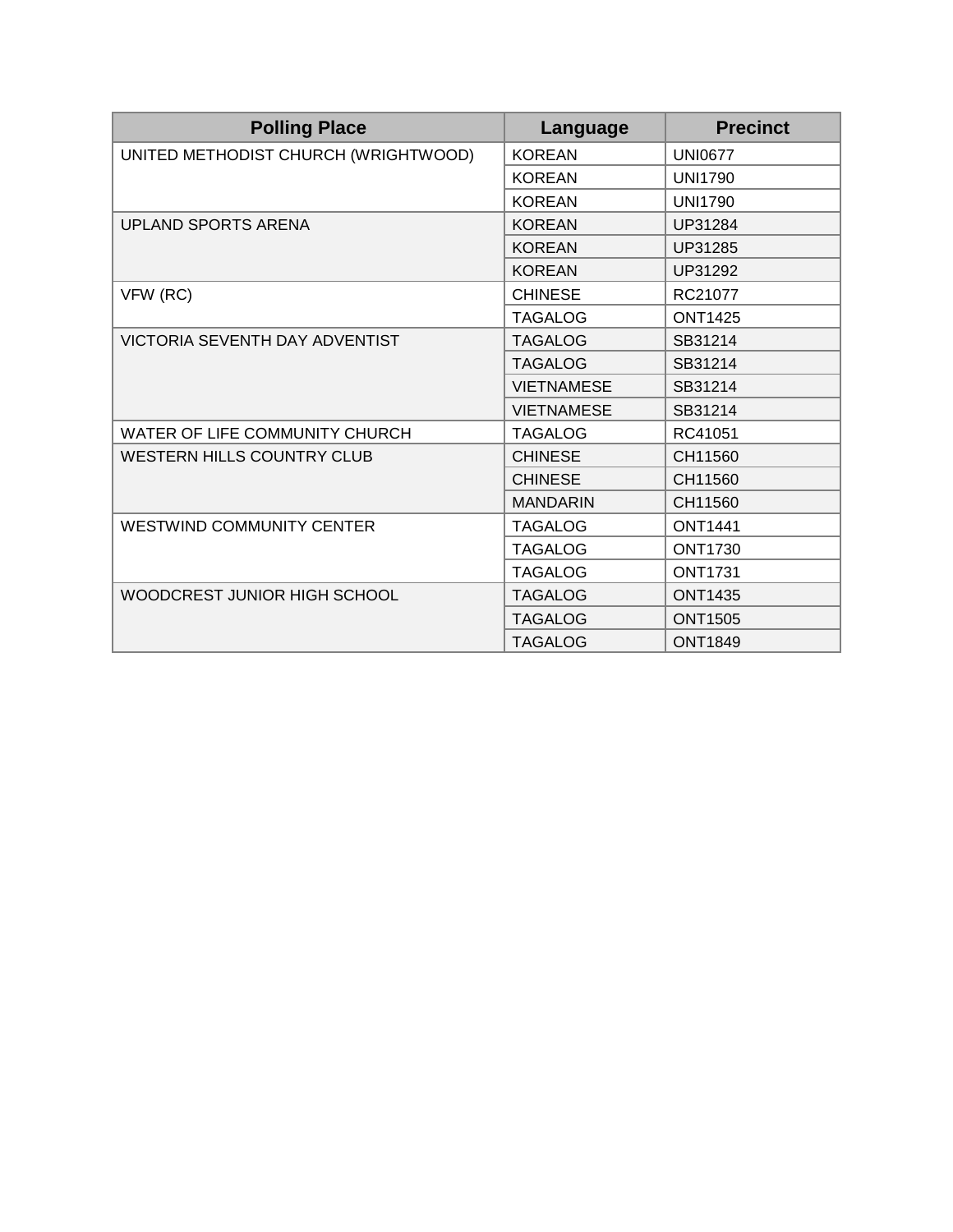| Polling Place | Language | Precinct |
|---|---|---|
| UNITED METHODIST CHURCH (WRIGHTWOOD) | KOREAN | UNI0677 |
| | KOREAN | UNI1790 |
| | KOREAN | UNI1790 |
| UPLAND SPORTS ARENA | KOREAN | UP31284 |
| | KOREAN | UP31285 |
| | KOREAN | UP31292 |
| VFW (RC) | CHINESE | RC21077 |
| | TAGALOG | ONT1425 |
| VICTORIA SEVENTH DAY ADVENTIST | TAGALOG | SB31214 |
| | TAGALOG | SB31214 |
| | VIETNAMESE | SB31214 |
| | VIETNAMESE | SB31214 |
| WATER OF LIFE COMMUNITY CHURCH | TAGALOG | RC41051 |
| WESTERN HILLS COUNTRY CLUB | CHINESE | CH11560 |
| | CHINESE | CH11560 |
| | MANDARIN | CH11560 |
| WESTWIND COMMUNITY CENTER | TAGALOG | ONT1441 |
| | TAGALOG | ONT1730 |
| | TAGALOG | ONT1731 |
| WOODCREST JUNIOR HIGH SCHOOL | TAGALOG | ONT1435 |
| | TAGALOG | ONT1505 |
| | TAGALOG | ONT1849 |